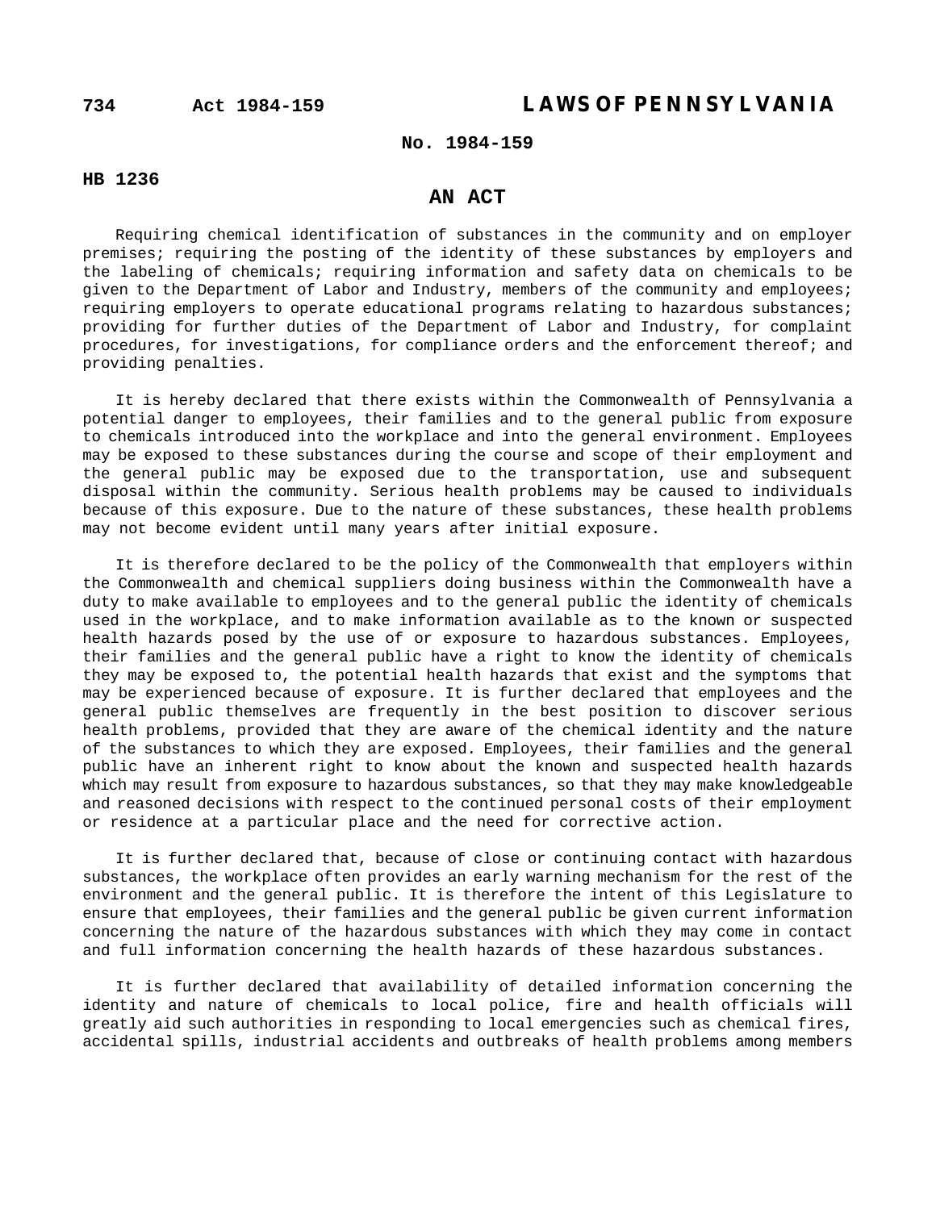## No. 1984-159

**HB 1236**

# AN ACT

Requiring chemical identification of substances in the community and on employer premises; requiring the posting of the identity of these substances by employers and the labeling of chemicals; requiring information and safety data on chemicals to be given to the Department of Labor and Industry, members of the community and employees; requiring employers to operate educational programs relating to hazardous substances; providing for further duties of the Department of Labor and Industry, for complaint procedures, for investigations, for compliance orders and the enforcement thereof; and providing penalties.

It is hereby declared that there exists within the Commonwealth of Pennsylvania a potential danger to employees, their families and to the general public from exposure to chemicals introduced into the workplace and into the general environment. Employees may be exposed to these substances during the course and scope of their employment and the general public may be exposed due to the transportation, use and subsequent disposal within the community. Serious health problems may be caused to individuals because of this exposure. Due to the nature of these substances, these health problems may not become evident until many years after initial exposure.

It is therefore declared to be the policy of the Commonwealth that employers within the Commonwealth and chemical suppliers doing business within the Commonwealth have a duty to make available to employees and to the general public the identity of chemicals used in the workplace, and to make information available as to the known or suspected health hazards posed by the use of or exposure to hazardous substances. Employees, their families and the general public have a right to know the identity of chemicals they may be exposed to, the potential health hazards that exist and the symptoms that may be experienced because of exposure. It is further declared that employees and the general public themselves are frequently in the best position to discover serious health problems, provided that they are aware of the chemical identity and the nature of the substances to which they are exposed. Employees, their families and the general public have an inherent right to know about the known and suspected health hazards which may result from exposure to hazardous substances, so that they may make knowledgeable and reasoned decisions with respect to the continued personal costs of their employment or residence at a particular place and the need for corrective action.

It is further declared that, because of close or continuing contact with hazardous substances, the workplace often provides an early warning mechanism for the rest of the environment and the general public. It is therefore the intent of this Legislature to ensure that employees, their families and the general public be given current information concerning the nature of the hazardous substances with which they may come in contact and full information concerning the health hazards of these hazardous substances.

It is further declared that availability of detailed information concerning the identity and nature of chemicals to local police, fire and health officials will greatly aid such authorities in responding to local emergencies such as chemical fires, accidental spills, industrial accidents and outbreaks of health problems among members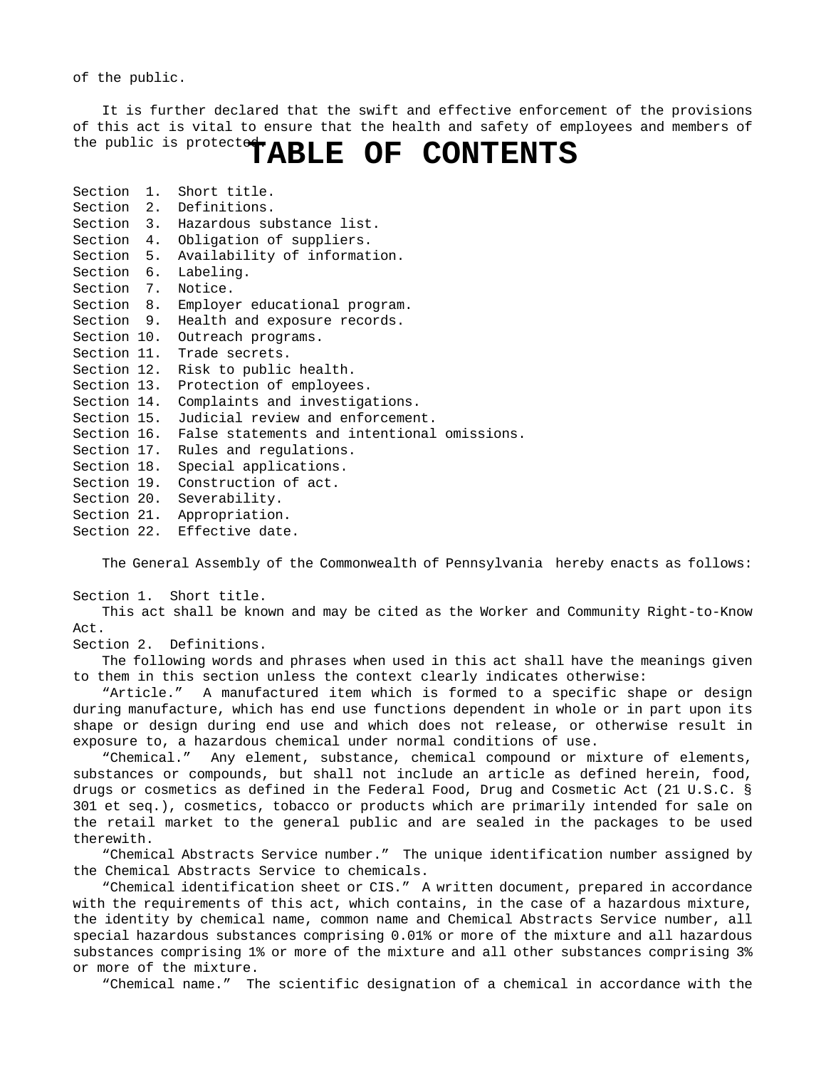of the public.

It is further declared that the swift and effective enforcement of the provisions of this act is vital to ensure that the health and safety of employees and members of the public is protected.

# TABLE OF CONTENTS

Section 1. Short title.
Section 2. Definitions.
Section 3. Hazardous substance list.
Section 4. Obligation of suppliers.
Section 5. Availability of information.
Section 6. Labeling.
Section 7. Notice.
Section 8. Employer educational program.
Section 9. Health and exposure records.
Section 10. Outreach programs.
Section 11. Trade secrets.
Section 12. Risk to public health.
Section 13. Protection of employees.
Section 14. Complaints and investigations.
Section 15. Judicial review and enforcement.
Section 16. False statements and intentional omissions.
Section 17. Rules and regulations.
Section 18. Special applications.
Section 19. Construction of act.
Section 20. Severability.
Section 21. Appropriation.
Section 22. Effective date.

The General Assembly of the Commonwealth of Pennsylvania hereby enacts as follows:

Section 1. Short title.

This act shall be known and may be cited as the Worker and Community Right-to-Know Act.

Section 2. Definitions.

The following words and phrases when used in this act shall have the meanings given to them in this section unless the context clearly indicates otherwise:

"Article." A manufactured item which is formed to a specific shape or design during manufacture, which has end use functions dependent in whole or in part upon its shape or design during end use and which does not release, or otherwise result in exposure to, a hazardous chemical under normal conditions of use.

"Chemical." Any element, substance, chemical compound or mixture of elements, substances or compounds, but shall not include an article as defined herein, food, drugs or cosmetics as defined in the Federal Food, Drug and Cosmetic Act (21 U.S.C. § 301 et seq.), cosmetics, tobacco or products which are primarily intended for sale on the retail market to the general public and are sealed in the packages to be used therewith.

"Chemical Abstracts Service number." The unique identification number assigned by the Chemical Abstracts Service to chemicals.

"Chemical identification sheet or CIS." A written document, prepared in accordance with the requirements of this act, which contains, in the case of a hazardous mixture, the identity by chemical name, common name and Chemical Abstracts Service number, all special hazardous substances comprising 0.01% or more of the mixture and all hazardous substances comprising 1% or more of the mixture and all other substances comprising 3% or more of the mixture.

"Chemical name." The scientific designation of a chemical in accordance with the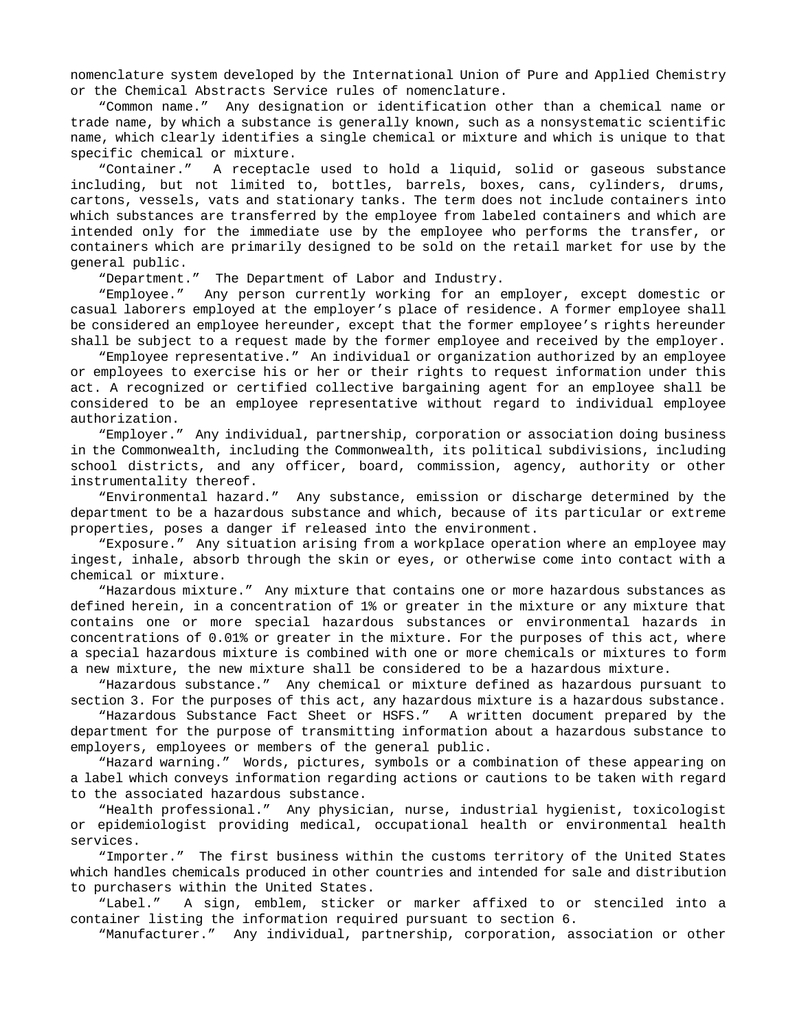nomenclature system developed by the International Union of Pure and Applied Chemistry or the Chemical Abstracts Service rules of nomenclature.

"Common name." Any designation or identification other than a chemical name or trade name, by which a substance is generally known, such as a nonsystematic scientific name, which clearly identifies a single chemical or mixture and which is unique to that specific chemical or mixture.

"Container." A receptacle used to hold a liquid, solid or gaseous substance including, but not limited to, bottles, barrels, boxes, cans, cylinders, drums, cartons, vessels, vats and stationary tanks. The term does not include containers into which substances are transferred by the employee from labeled containers and which are intended only for the immediate use by the employee who performs the transfer, or containers which are primarily designed to be sold on the retail market for use by the general public.

"Department." The Department of Labor and Industry.

"Employee." Any person currently working for an employer, except domestic or casual laborers employed at the employer's place of residence. A former employee shall be considered an employee hereunder, except that the former employee's rights hereunder shall be subject to a request made by the former employee and received by the employer.

"Employee representative." An individual or organization authorized by an employee or employees to exercise his or her or their rights to request information under this act. A recognized or certified collective bargaining agent for an employee shall be considered to be an employee representative without regard to individual employee authorization.

"Employer." Any individual, partnership, corporation or association doing business in the Commonwealth, including the Commonwealth, its political subdivisions, including school districts, and any officer, board, commission, agency, authority or other instrumentality thereof.

"Environmental hazard." Any substance, emission or discharge determined by the department to be a hazardous substance and which, because of its particular or extreme properties, poses a danger if released into the environment.

"Exposure." Any situation arising from a workplace operation where an employee may ingest, inhale, absorb through the skin or eyes, or otherwise come into contact with a chemical or mixture.

"Hazardous mixture." Any mixture that contains one or more hazardous substances as defined herein, in a concentration of 1% or greater in the mixture or any mixture that contains one or more special hazardous substances or environmental hazards in concentrations of 0.01% or greater in the mixture. For the purposes of this act, where a special hazardous mixture is combined with one or more chemicals or mixtures to form a new mixture, the new mixture shall be considered to be a hazardous mixture.

"Hazardous substance." Any chemical or mixture defined as hazardous pursuant to section 3. For the purposes of this act, any hazardous mixture is a hazardous substance.

"Hazardous Substance Fact Sheet or HSFS." A written document prepared by the department for the purpose of transmitting information about a hazardous substance to employers, employees or members of the general public.

"Hazard warning." Words, pictures, symbols or a combination of these appearing on a label which conveys information regarding actions or cautions to be taken with regard to the associated hazardous substance.

"Health professional." Any physician, nurse, industrial hygienist, toxicologist or epidemiologist providing medical, occupational health or environmental health services.

"Importer." The first business within the customs territory of the United States which handles chemicals produced in other countries and intended for sale and distribution to purchasers within the United States.

"Label." A sign, emblem, sticker or marker affixed to or stenciled into a container listing the information required pursuant to section 6.

"Manufacturer." Any individual, partnership, corporation, association or other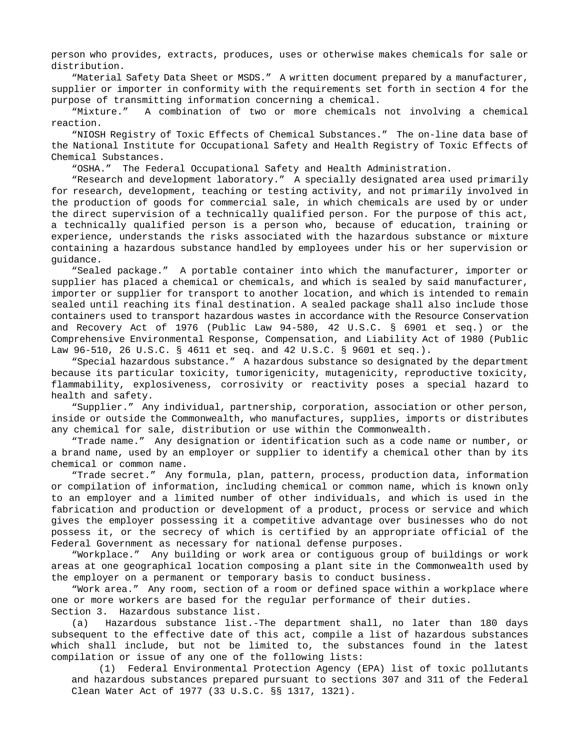person who provides, extracts, produces, uses or otherwise makes chemicals for sale or distribution.

"Material Safety Data Sheet or MSDS." A written document prepared by a manufacturer, supplier or importer in conformity with the requirements set forth in section 4 for the purpose of transmitting information concerning a chemical.

"Mixture." A combination of two or more chemicals not involving a chemical reaction.

"NIOSH Registry of Toxic Effects of Chemical Substances." The on-line data base of the National Institute for Occupational Safety and Health Registry of Toxic Effects of Chemical Substances.

"OSHA." The Federal Occupational Safety and Health Administration.

"Research and development laboratory." A specially designated area used primarily for research, development, teaching or testing activity, and not primarily involved in the production of goods for commercial sale, in which chemicals are used by or under the direct supervision of a technically qualified person. For the purpose of this act, a technically qualified person is a person who, because of education, training or experience, understands the risks associated with the hazardous substance or mixture containing a hazardous substance handled by employees under his or her supervision or guidance.

"Sealed package." A portable container into which the manufacturer, importer or supplier has placed a chemical or chemicals, and which is sealed by said manufacturer, importer or supplier for transport to another location, and which is intended to remain sealed until reaching its final destination. A sealed package shall also include those containers used to transport hazardous wastes in accordance with the Resource Conservation and Recovery Act of 1976 (Public Law 94-580, 42 U.S.C. § 6901 et seq.) or the Comprehensive Environmental Response, Compensation, and Liability Act of 1980 (Public Law 96-510, 26 U.S.C. § 4611 et seq. and 42 U.S.C. § 9601 et seq.).

"Special hazardous substance." A hazardous substance so designated by the department because its particular toxicity, tumorigenicity, mutagenicity, reproductive toxicity, flammability, explosiveness, corrosivity or reactivity poses a special hazard to health and safety.

"Supplier." Any individual, partnership, corporation, association or other person, inside or outside the Commonwealth, who manufactures, supplies, imports or distributes any chemical for sale, distribution or use within the Commonwealth.

"Trade name." Any designation or identification such as a code name or number, or a brand name, used by an employer or supplier to identify a chemical other than by its chemical or common name.

"Trade secret." Any formula, plan, pattern, process, production data, information or compilation of information, including chemical or common name, which is known only to an employer and a limited number of other individuals, and which is used in the fabrication and production or development of a product, process or service and which gives the employer possessing it a competitive advantage over businesses who do not possess it, or the secrecy of which is certified by an appropriate official of the Federal Government as necessary for national defense purposes.

"Workplace." Any building or work area or contiguous group of buildings or work areas at one geographical location composing a plant site in the Commonwealth used by the employer on a permanent or temporary basis to conduct business.

"Work area." Any room, section of a room or defined space within a workplace where one or more workers are based for the regular performance of their duties.

Section 3. Hazardous substance list.

(a) Hazardous substance list.-The department shall, no later than 180 days subsequent to the effective date of this act, compile a list of hazardous substances which shall include, but not be limited to, the substances found in the latest compilation or issue of any one of the following lists:

(1) Federal Environmental Protection Agency (EPA) list of toxic pollutants and hazardous substances prepared pursuant to sections 307 and 311 of the Federal Clean Water Act of 1977 (33 U.S.C. §§ 1317, 1321).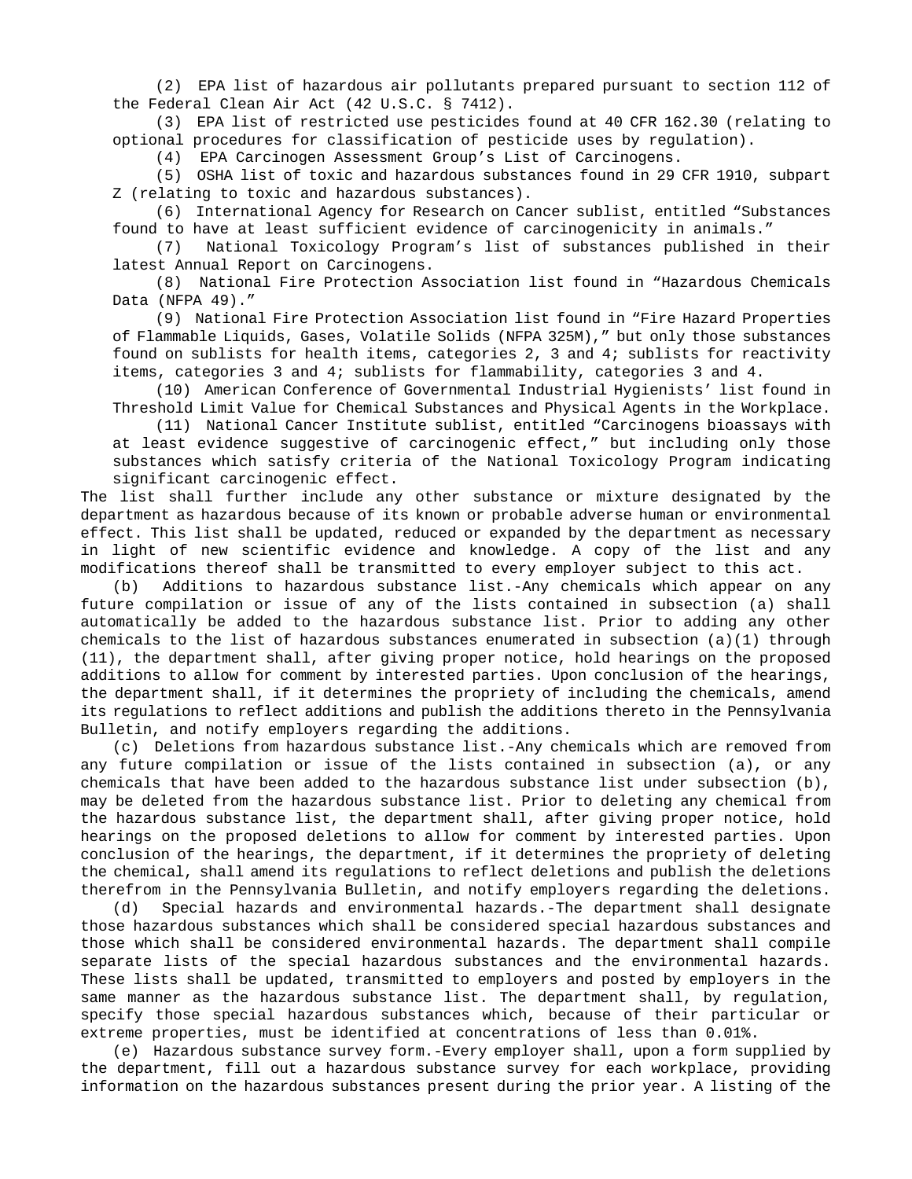(2) EPA list of hazardous air pollutants prepared pursuant to section 112 of the Federal Clean Air Act (42 U.S.C. § 7412).

(3) EPA list of restricted use pesticides found at 40 CFR 162.30 (relating to optional procedures for classification of pesticide uses by regulation).

(4) EPA Carcinogen Assessment Group's List of Carcinogens.

(5) OSHA list of toxic and hazardous substances found in 29 CFR 1910, subpart Z (relating to toxic and hazardous substances).

(6) International Agency for Research on Cancer sublist, entitled "Substances found to have at least sufficient evidence of carcinogenicity in animals."

(7) National Toxicology Program's list of substances published in their latest Annual Report on Carcinogens.

(8) National Fire Protection Association list found in "Hazardous Chemicals Data (NFPA 49)."

(9) National Fire Protection Association list found in "Fire Hazard Properties of Flammable Liquids, Gases, Volatile Solids (NFPA 325M)," but only those substances found on sublists for health items, categories 2, 3 and 4; sublists for reactivity items, categories 3 and 4; sublists for flammability, categories 3 and 4.

(10) American Conference of Governmental Industrial Hygienists' list found in Threshold Limit Value for Chemical Substances and Physical Agents in the Workplace.

(11) National Cancer Institute sublist, entitled "Carcinogens bioassays with at least evidence suggestive of carcinogenic effect," but including only those substances which satisfy criteria of the National Toxicology Program indicating significant carcinogenic effect.

The list shall further include any other substance or mixture designated by the department as hazardous because of its known or probable adverse human or environmental effect. This list shall be updated, reduced or expanded by the department as necessary in light of new scientific evidence and knowledge. A copy of the list and any modifications thereof shall be transmitted to every employer subject to this act.

(b) Additions to hazardous substance list.-Any chemicals which appear on any future compilation or issue of any of the lists contained in subsection (a) shall automatically be added to the hazardous substance list. Prior to adding any other chemicals to the list of hazardous substances enumerated in subsection (a)(1) through (11), the department shall, after giving proper notice, hold hearings on the proposed additions to allow for comment by interested parties. Upon conclusion of the hearings, the department shall, if it determines the propriety of including the chemicals, amend its regulations to reflect additions and publish the additions thereto in the Pennsylvania Bulletin, and notify employers regarding the additions.

(c) Deletions from hazardous substance list.-Any chemicals which are removed from any future compilation or issue of the lists contained in subsection (a), or any chemicals that have been added to the hazardous substance list under subsection (b), may be deleted from the hazardous substance list. Prior to deleting any chemical from the hazardous substance list, the department shall, after giving proper notice, hold hearings on the proposed deletions to allow for comment by interested parties. Upon conclusion of the hearings, the department, if it determines the propriety of deleting the chemical, shall amend its regulations to reflect deletions and publish the deletions therefrom in the Pennsylvania Bulletin, and notify employers regarding the deletions.

(d) Special hazards and environmental hazards.-The department shall designate those hazardous substances which shall be considered special hazardous substances and those which shall be considered environmental hazards. The department shall compile separate lists of the special hazardous substances and the environmental hazards. These lists shall be updated, transmitted to employers and posted by employers in the same manner as the hazardous substance list. The department shall, by regulation, specify those special hazardous substances which, because of their particular or extreme properties, must be identified at concentrations of less than 0.01%.

(e) Hazardous substance survey form.-Every employer shall, upon a form supplied by the department, fill out a hazardous substance survey for each workplace, providing information on the hazardous substances present during the prior year. A listing of the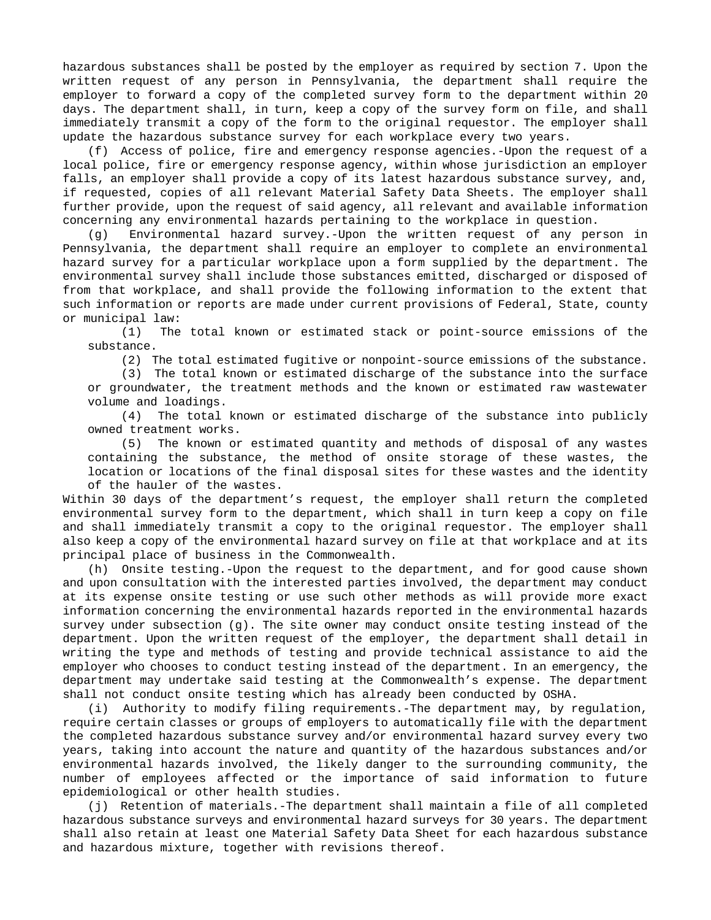hazardous substances shall be posted by the employer as required by section 7. Upon the written request of any person in Pennsylvania, the department shall require the employer to forward a copy of the completed survey form to the department within 20 days. The department shall, in turn, keep a copy of the survey form on file, and shall immediately transmit a copy of the form to the original requestor. The employer shall update the hazardous substance survey for each workplace every two years.

(f) Access of police, fire and emergency response agencies.-Upon the request of a local police, fire or emergency response agency, within whose jurisdiction an employer falls, an employer shall provide a copy of its latest hazardous substance survey, and, if requested, copies of all relevant Material Safety Data Sheets. The employer shall further provide, upon the request of said agency, all relevant and available information concerning any environmental hazards pertaining to the workplace in question.

(g) Environmental hazard survey.-Upon the written request of any person in Pennsylvania, the department shall require an employer to complete an environmental hazard survey for a particular workplace upon a form supplied by the department. The environmental survey shall include those substances emitted, discharged or disposed of from that workplace, and shall provide the following information to the extent that such information or reports are made under current provisions of Federal, State, county or municipal law:

(1) The total known or estimated stack or point-source emissions of the substance.

(2) The total estimated fugitive or nonpoint-source emissions of the substance.

(3) The total known or estimated discharge of the substance into the surface or groundwater, the treatment methods and the known or estimated raw wastewater volume and loadings.

(4) The total known or estimated discharge of the substance into publicly owned treatment works.

(5) The known or estimated quantity and methods of disposal of any wastes containing the substance, the method of onsite storage of these wastes, the location or locations of the final disposal sites for these wastes and the identity of the hauler of the wastes.

Within 30 days of the department's request, the employer shall return the completed environmental survey form to the department, which shall in turn keep a copy on file and shall immediately transmit a copy to the original requestor. The employer shall also keep a copy of the environmental hazard survey on file at that workplace and at its principal place of business in the Commonwealth.

(h) Onsite testing.-Upon the request to the department, and for good cause shown and upon consultation with the interested parties involved, the department may conduct at its expense onsite testing or use such other methods as will provide more exact information concerning the environmental hazards reported in the environmental hazards survey under subsection (g). The site owner may conduct onsite testing instead of the department. Upon the written request of the employer, the department shall detail in writing the type and methods of testing and provide technical assistance to aid the employer who chooses to conduct testing instead of the department. In an emergency, the department may undertake said testing at the Commonwealth's expense. The department shall not conduct onsite testing which has already been conducted by OSHA.

(i) Authority to modify filing requirements.-The department may, by regulation, require certain classes or groups of employers to automatically file with the department the completed hazardous substance survey and/or environmental hazard survey every two years, taking into account the nature and quantity of the hazardous substances and/or environmental hazards involved, the likely danger to the surrounding community, the number of employees affected or the importance of said information to future epidemiological or other health studies.

(j) Retention of materials.-The department shall maintain a file of all completed hazardous substance surveys and environmental hazard surveys for 30 years. The department shall also retain at least one Material Safety Data Sheet for each hazardous substance and hazardous mixture, together with revisions thereof.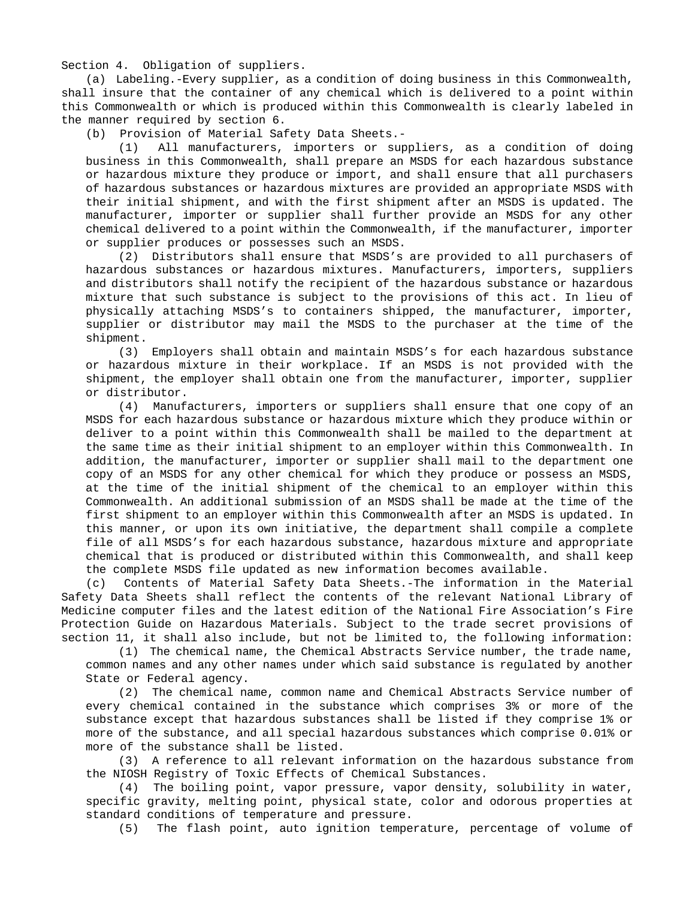Section 4. Obligation of suppliers.

(a) Labeling.-Every supplier, as a condition of doing business in this Commonwealth, shall insure that the container of any chemical which is delivered to a point within this Commonwealth or which is produced within this Commonwealth is clearly labeled in the manner required by section 6.

(b) Provision of Material Safety Data Sheets.-

(1) All manufacturers, importers or suppliers, as a condition of doing business in this Commonwealth, shall prepare an MSDS for each hazardous substance or hazardous mixture they produce or import, and shall ensure that all purchasers of hazardous substances or hazardous mixtures are provided an appropriate MSDS with their initial shipment, and with the first shipment after an MSDS is updated. The manufacturer, importer or supplier shall further provide an MSDS for any other chemical delivered to a point within the Commonwealth, if the manufacturer, importer or supplier produces or possesses such an MSDS.

(2) Distributors shall ensure that MSDS's are provided to all purchasers of hazardous substances or hazardous mixtures. Manufacturers, importers, suppliers and distributors shall notify the recipient of the hazardous substance or hazardous mixture that such substance is subject to the provisions of this act. In lieu of physically attaching MSDS's to containers shipped, the manufacturer, importer, supplier or distributor may mail the MSDS to the purchaser at the time of the shipment.

(3) Employers shall obtain and maintain MSDS's for each hazardous substance or hazardous mixture in their workplace. If an MSDS is not provided with the shipment, the employer shall obtain one from the manufacturer, importer, supplier or distributor.

(4) Manufacturers, importers or suppliers shall ensure that one copy of an MSDS for each hazardous substance or hazardous mixture which they produce within or deliver to a point within this Commonwealth shall be mailed to the department at the same time as their initial shipment to an employer within this Commonwealth. In addition, the manufacturer, importer or supplier shall mail to the department one copy of an MSDS for any other chemical for which they produce or possess an MSDS, at the time of the initial shipment of the chemical to an employer within this Commonwealth. An additional submission of an MSDS shall be made at the time of the first shipment to an employer within this Commonwealth after an MSDS is updated. In this manner, or upon its own initiative, the department shall compile a complete file of all MSDS's for each hazardous substance, hazardous mixture and appropriate chemical that is produced or distributed within this Commonwealth, and shall keep the complete MSDS file updated as new information becomes available.

(c) Contents of Material Safety Data Sheets.-The information in the Material Safety Data Sheets shall reflect the contents of the relevant National Library of Medicine computer files and the latest edition of the National Fire Association's Fire Protection Guide on Hazardous Materials. Subject to the trade secret provisions of section 11, it shall also include, but not be limited to, the following information:

(1) The chemical name, the Chemical Abstracts Service number, the trade name, common names and any other names under which said substance is regulated by another State or Federal agency.

(2) The chemical name, common name and Chemical Abstracts Service number of every chemical contained in the substance which comprises 3% or more of the substance except that hazardous substances shall be listed if they comprise 1% or more of the substance, and all special hazardous substances which comprise 0.01% or more of the substance shall be listed.

(3) A reference to all relevant information on the hazardous substance from the NIOSH Registry of Toxic Effects of Chemical Substances.

(4) The boiling point, vapor pressure, vapor density, solubility in water, specific gravity, melting point, physical state, color and odorous properties at standard conditions of temperature and pressure.

(5) The flash point, auto ignition temperature, percentage of volume of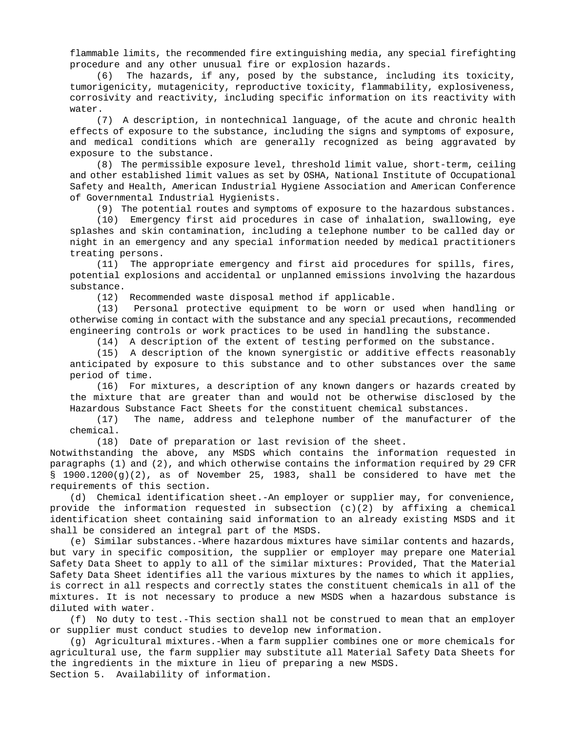flammable limits, the recommended fire extinguishing media, any special firefighting procedure and any other unusual fire or explosion hazards.

(6) The hazards, if any, posed by the substance, including its toxicity, tumorigenicity, mutagenicity, reproductive toxicity, flammability, explosiveness, corrosivity and reactivity, including specific information on its reactivity with water.

(7) A description, in nontechnical language, of the acute and chronic health effects of exposure to the substance, including the signs and symptoms of exposure, and medical conditions which are generally recognized as being aggravated by exposure to the substance.

(8) The permissible exposure level, threshold limit value, short-term, ceiling and other established limit values as set by OSHA, National Institute of Occupational Safety and Health, American Industrial Hygiene Association and American Conference of Governmental Industrial Hygienists.

(9) The potential routes and symptoms of exposure to the hazardous substances.

(10) Emergency first aid procedures in case of inhalation, swallowing, eye splashes and skin contamination, including a telephone number to be called day or night in an emergency and any special information needed by medical practitioners treating persons.

(11) The appropriate emergency and first aid procedures for spills, fires, potential explosions and accidental or unplanned emissions involving the hazardous substance.

(12) Recommended waste disposal method if applicable.

(13) Personal protective equipment to be worn or used when handling or otherwise coming in contact with the substance and any special precautions, recommended engineering controls or work practices to be used in handling the substance.

(14) A description of the extent of testing performed on the substance.

(15) A description of the known synergistic or additive effects reasonably anticipated by exposure to this substance and to other substances over the same period of time.

(16) For mixtures, a description of any known dangers or hazards created by the mixture that are greater than and would not be otherwise disclosed by the Hazardous Substance Fact Sheets for the constituent chemical substances.

(17) The name, address and telephone number of the manufacturer of the chemical.

(18) Date of preparation or last revision of the sheet.

Notwithstanding the above, any MSDS which contains the information requested in paragraphs (1) and (2), and which otherwise contains the information required by 29 CFR § 1900.1200(g)(2), as of November 25, 1983, shall be considered to have met the requirements of this section.

(d) Chemical identification sheet.-An employer or supplier may, for convenience, provide the information requested in subsection (c)(2) by affixing a chemical identification sheet containing said information to an already existing MSDS and it shall be considered an integral part of the MSDS.

(e) Similar substances.-Where hazardous mixtures have similar contents and hazards, but vary in specific composition, the supplier or employer may prepare one Material Safety Data Sheet to apply to all of the similar mixtures: Provided, That the Material Safety Data Sheet identifies all the various mixtures by the names to which it applies, is correct in all respects and correctly states the constituent chemicals in all of the mixtures. It is not necessary to produce a new MSDS when a hazardous substance is diluted with water.

(f) No duty to test.-This section shall not be construed to mean that an employer or supplier must conduct studies to develop new information.

(g) Agricultural mixtures.-When a farm supplier combines one or more chemicals for agricultural use, the farm supplier may substitute all Material Safety Data Sheets for the ingredients in the mixture in lieu of preparing a new MSDS.

Section 5. Availability of information.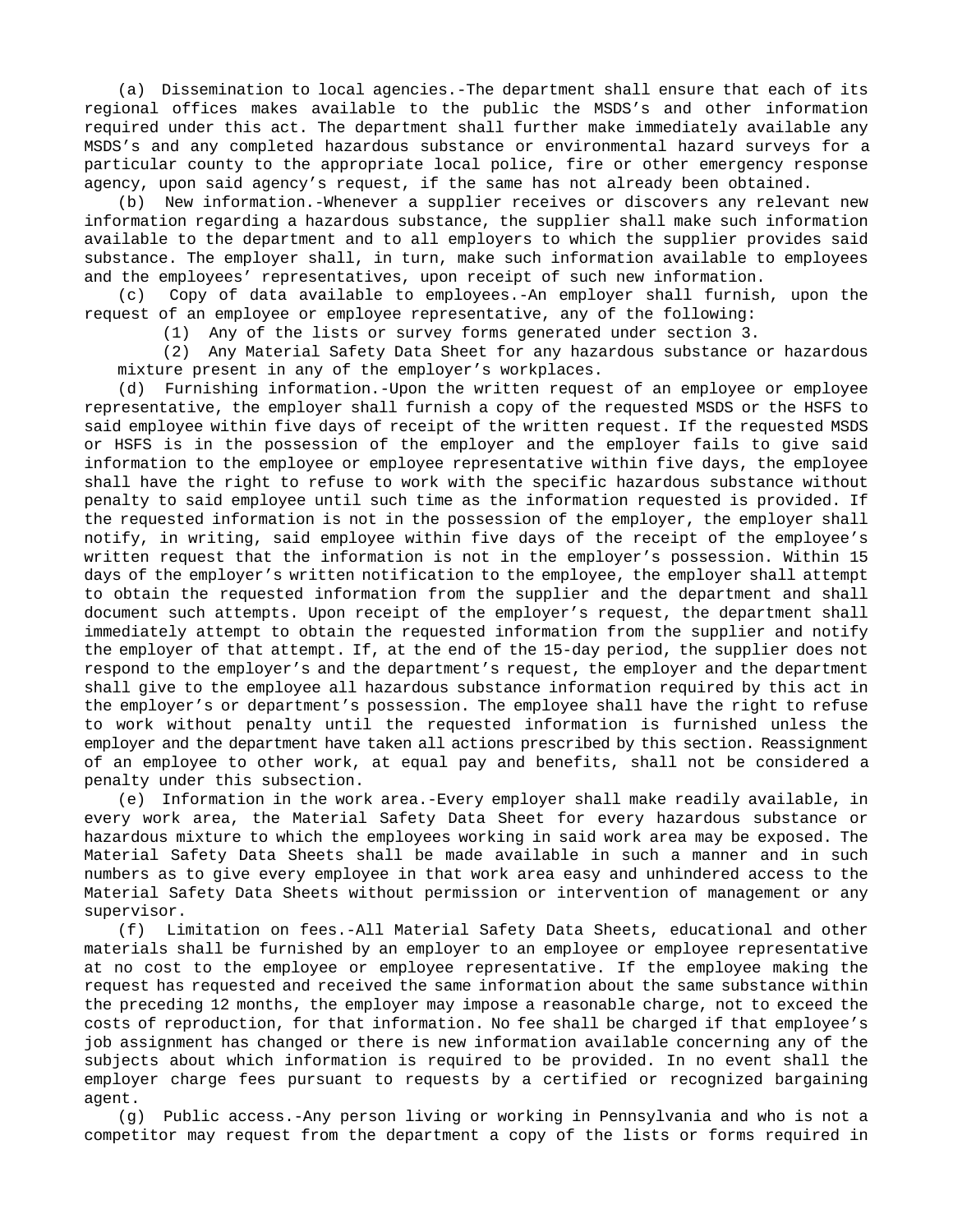(a) Dissemination to local agencies.-The department shall ensure that each of its regional offices makes available to the public the MSDS's and other information required under this act. The department shall further make immediately available any MSDS's and any completed hazardous substance or environmental hazard surveys for a particular county to the appropriate local police, fire or other emergency response agency, upon said agency's request, if the same has not already been obtained.

(b) New information.-Whenever a supplier receives or discovers any relevant new information regarding a hazardous substance, the supplier shall make such information available to the department and to all employers to which the supplier provides said substance. The employer shall, in turn, make such information available to employees and the employees' representatives, upon receipt of such new information.

(c) Copy of data available to employees.-An employer shall furnish, upon the request of an employee or employee representative, any of the following:

(1) Any of the lists or survey forms generated under section 3.

(2) Any Material Safety Data Sheet for any hazardous substance or hazardous mixture present in any of the employer's workplaces.

(d) Furnishing information.-Upon the written request of an employee or employee representative, the employer shall furnish a copy of the requested MSDS or the HSFS to said employee within five days of receipt of the written request. If the requested MSDS or HSFS is in the possession of the employer and the employer fails to give said information to the employee or employee representative within five days, the employee shall have the right to refuse to work with the specific hazardous substance without penalty to said employee until such time as the information requested is provided. If the requested information is not in the possession of the employer, the employer shall notify, in writing, said employee within five days of the receipt of the employee's written request that the information is not in the employer's possession. Within 15 days of the employer's written notification to the employee, the employer shall attempt to obtain the requested information from the supplier and the department and shall document such attempts. Upon receipt of the employer's request, the department shall immediately attempt to obtain the requested information from the supplier and notify the employer of that attempt. If, at the end of the 15-day period, the supplier does not respond to the employer's and the department's request, the employer and the department shall give to the employee all hazardous substance information required by this act in the employer's or department's possession. The employee shall have the right to refuse to work without penalty until the requested information is furnished unless the employer and the department have taken all actions prescribed by this section. Reassignment of an employee to other work, at equal pay and benefits, shall not be considered a penalty under this subsection.

(e) Information in the work area.-Every employer shall make readily available, in every work area, the Material Safety Data Sheet for every hazardous substance or hazardous mixture to which the employees working in said work area may be exposed. The Material Safety Data Sheets shall be made available in such a manner and in such numbers as to give every employee in that work area easy and unhindered access to the Material Safety Data Sheets without permission or intervention of management or any supervisor.

(f) Limitation on fees.-All Material Safety Data Sheets, educational and other materials shall be furnished by an employer to an employee or employee representative at no cost to the employee or employee representative. If the employee making the request has requested and received the same information about the same substance within the preceding 12 months, the employer may impose a reasonable charge, not to exceed the costs of reproduction, for that information. No fee shall be charged if that employee's job assignment has changed or there is new information available concerning any of the subjects about which information is required to be provided. In no event shall the employer charge fees pursuant to requests by a certified or recognized bargaining agent.

(g) Public access.-Any person living or working in Pennsylvania and who is not a competitor may request from the department a copy of the lists or forms required in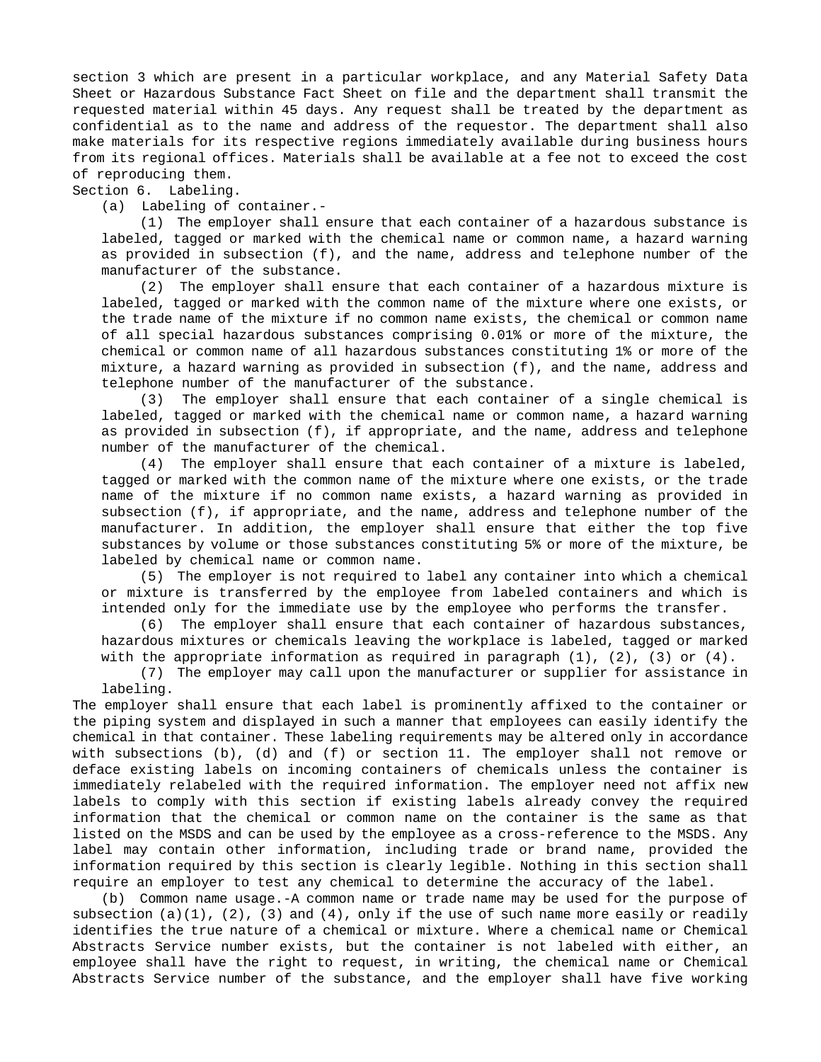section 3 which are present in a particular workplace, and any Material Safety Data Sheet or Hazardous Substance Fact Sheet on file and the department shall transmit the requested material within 45 days. Any request shall be treated by the department as confidential as to the name and address of the requestor. The department shall also make materials for its respective regions immediately available during business hours from its regional offices. Materials shall be available at a fee not to exceed the cost of reproducing them.

Section 6. Labeling.

(a) Labeling of container.-

(1) The employer shall ensure that each container of a hazardous substance is labeled, tagged or marked with the chemical name or common name, a hazard warning as provided in subsection (f), and the name, address and telephone number of the manufacturer of the substance.

(2) The employer shall ensure that each container of a hazardous mixture is labeled, tagged or marked with the common name of the mixture where one exists, or the trade name of the mixture if no common name exists, the chemical or common name of all special hazardous substances comprising 0.01% or more of the mixture, the chemical or common name of all hazardous substances constituting 1% or more of the mixture, a hazard warning as provided in subsection (f), and the name, address and telephone number of the manufacturer of the substance.

(3) The employer shall ensure that each container of a single chemical is labeled, tagged or marked with the chemical name or common name, a hazard warning as provided in subsection (f), if appropriate, and the name, address and telephone number of the manufacturer of the chemical.

(4) The employer shall ensure that each container of a mixture is labeled, tagged or marked with the common name of the mixture where one exists, or the trade name of the mixture if no common name exists, a hazard warning as provided in subsection (f), if appropriate, and the name, address and telephone number of the manufacturer. In addition, the employer shall ensure that either the top five substances by volume or those substances constituting 5% or more of the mixture, be labeled by chemical name or common name.

(5) The employer is not required to label any container into which a chemical or mixture is transferred by the employee from labeled containers and which is intended only for the immediate use by the employee who performs the transfer.

(6) The employer shall ensure that each container of hazardous substances, hazardous mixtures or chemicals leaving the workplace is labeled, tagged or marked with the appropriate information as required in paragraph (1), (2), (3) or (4).

(7) The employer may call upon the manufacturer or supplier for assistance in labeling.

The employer shall ensure that each label is prominently affixed to the container or the piping system and displayed in such a manner that employees can easily identify the chemical in that container. These labeling requirements may be altered only in accordance with subsections (b), (d) and (f) or section 11. The employer shall not remove or deface existing labels on incoming containers of chemicals unless the container is immediately relabeled with the required information. The employer need not affix new labels to comply with this section if existing labels already convey the required information that the chemical or common name on the container is the same as that listed on the MSDS and can be used by the employee as a cross-reference to the MSDS. Any label may contain other information, including trade or brand name, provided the information required by this section is clearly legible. Nothing in this section shall require an employer to test any chemical to determine the accuracy of the label.

(b) Common name usage.-A common name or trade name may be used for the purpose of subsection (a)(1), (2), (3) and (4), only if the use of such name more easily or readily identifies the true nature of a chemical or mixture. Where a chemical name or Chemical Abstracts Service number exists, but the container is not labeled with either, an employee shall have the right to request, in writing, the chemical name or Chemical Abstracts Service number of the substance, and the employer shall have five working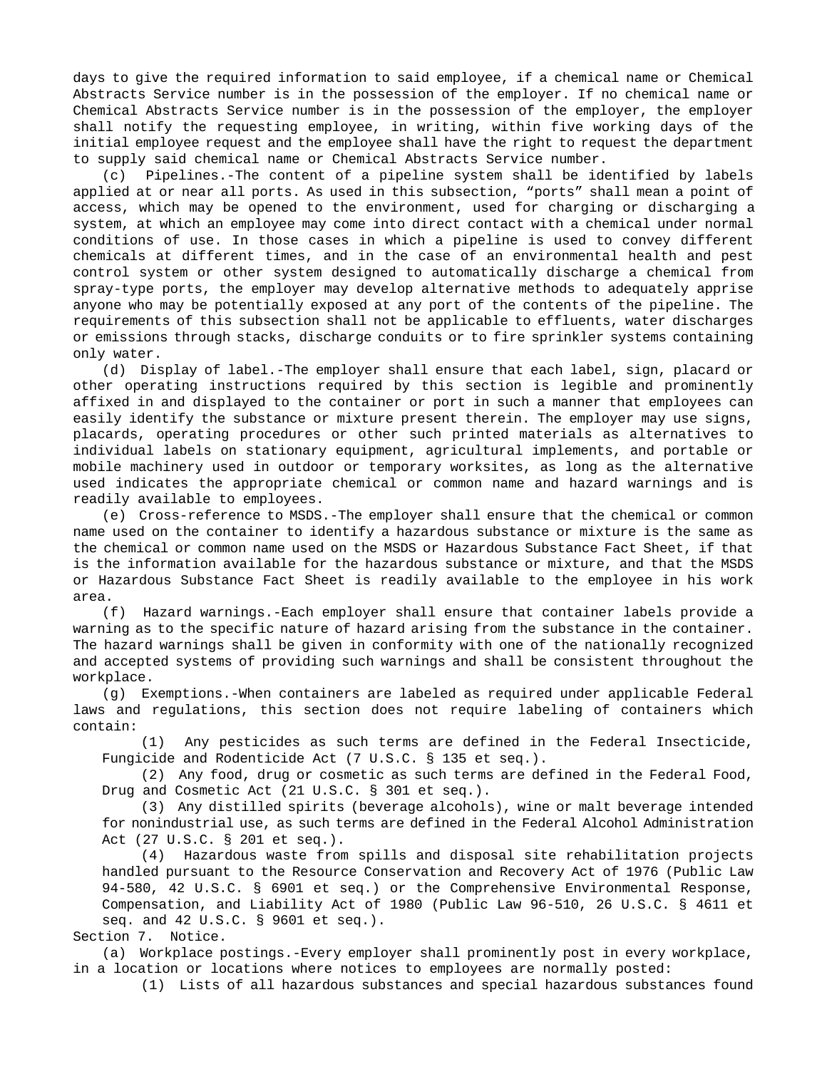days to give the required information to said employee, if a chemical name or Chemical Abstracts Service number is in the possession of the employer. If no chemical name or Chemical Abstracts Service number is in the possession of the employer, the employer shall notify the requesting employee, in writing, within five working days of the initial employee request and the employee shall have the right to request the department to supply said chemical name or Chemical Abstracts Service number.

(c) Pipelines.-The content of a pipeline system shall be identified by labels applied at or near all ports. As used in this subsection, "ports" shall mean a point of access, which may be opened to the environment, used for charging or discharging a system, at which an employee may come into direct contact with a chemical under normal conditions of use. In those cases in which a pipeline is used to convey different chemicals at different times, and in the case of an environmental health and pest control system or other system designed to automatically discharge a chemical from spray-type ports, the employer may develop alternative methods to adequately apprise anyone who may be potentially exposed at any port of the contents of the pipeline. The requirements of this subsection shall not be applicable to effluents, water discharges or emissions through stacks, discharge conduits or to fire sprinkler systems containing only water.

(d) Display of label.-The employer shall ensure that each label, sign, placard or other operating instructions required by this section is legible and prominently affixed in and displayed to the container or port in such a manner that employees can easily identify the substance or mixture present therein. The employer may use signs, placards, operating procedures or other such printed materials as alternatives to individual labels on stationary equipment, agricultural implements, and portable or mobile machinery used in outdoor or temporary worksites, as long as the alternative used indicates the appropriate chemical or common name and hazard warnings and is readily available to employees.

(e) Cross-reference to MSDS.-The employer shall ensure that the chemical or common name used on the container to identify a hazardous substance or mixture is the same as the chemical or common name used on the MSDS or Hazardous Substance Fact Sheet, if that is the information available for the hazardous substance or mixture, and that the MSDS or Hazardous Substance Fact Sheet is readily available to the employee in his work area.

(f) Hazard warnings.-Each employer shall ensure that container labels provide a warning as to the specific nature of hazard arising from the substance in the container. The hazard warnings shall be given in conformity with one of the nationally recognized and accepted systems of providing such warnings and shall be consistent throughout the workplace.

(g) Exemptions.-When containers are labeled as required under applicable Federal laws and regulations, this section does not require labeling of containers which contain:

(1) Any pesticides as such terms are defined in the Federal Insecticide, Fungicide and Rodenticide Act (7 U.S.C. § 135 et seq.).

(2) Any food, drug or cosmetic as such terms are defined in the Federal Food, Drug and Cosmetic Act (21 U.S.C. § 301 et seq.).

(3) Any distilled spirits (beverage alcohols), wine or malt beverage intended for nonindustrial use, as such terms are defined in the Federal Alcohol Administration Act (27 U.S.C. § 201 et seq.).

(4) Hazardous waste from spills and disposal site rehabilitation projects handled pursuant to the Resource Conservation and Recovery Act of 1976 (Public Law 94-580, 42 U.S.C. § 6901 et seq.) or the Comprehensive Environmental Response, Compensation, and Liability Act of 1980 (Public Law 96-510, 26 U.S.C. § 4611 et seq. and 42 U.S.C. § 9601 et seq.).

Section 7. Notice.

(a) Workplace postings.-Every employer shall prominently post in every workplace, in a location or locations where notices to employees are normally posted:

(1) Lists of all hazardous substances and special hazardous substances found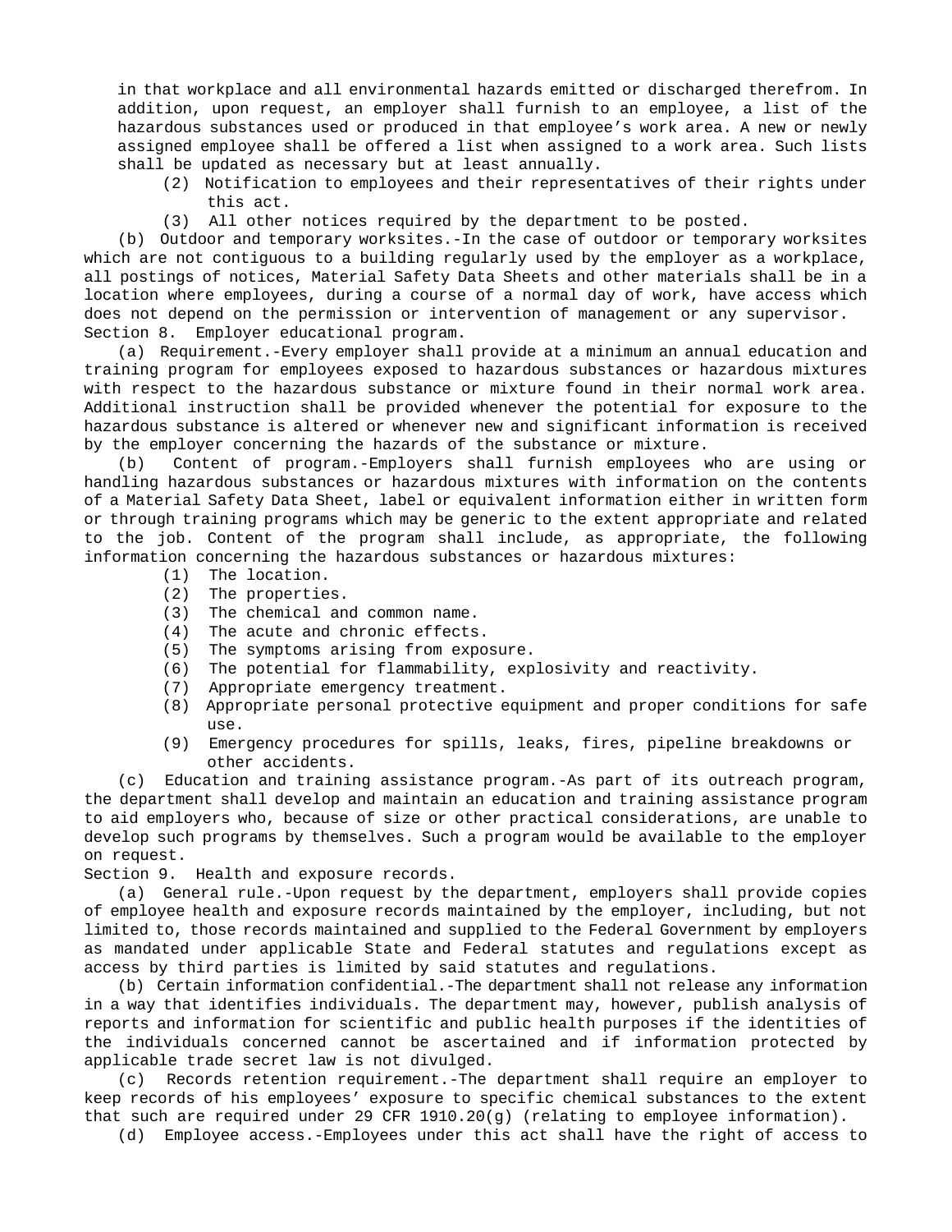in that workplace and all environmental hazards emitted or discharged therefrom. In addition, upon request, an employer shall furnish to an employee, a list of the hazardous substances used or produced in that employee's work area. A new or newly assigned employee shall be offered a list when assigned to a work area. Such lists shall be updated as necessary but at least annually.

(2) Notification to employees and their representatives of their rights under this act.

(3) All other notices required by the department to be posted.

(b) Outdoor and temporary worksites.-In the case of outdoor or temporary worksites which are not contiguous to a building regularly used by the employer as a workplace, all postings of notices, Material Safety Data Sheets and other materials shall be in a location where employees, during a course of a normal day of work, have access which does not depend on the permission or intervention of management or any supervisor.

Section 8. Employer educational program.

(a) Requirement.-Every employer shall provide at a minimum an annual education and training program for employees exposed to hazardous substances or hazardous mixtures with respect to the hazardous substance or mixture found in their normal work area. Additional instruction shall be provided whenever the potential for exposure to the hazardous substance is altered or whenever new and significant information is received by the employer concerning the hazards of the substance or mixture.

(b) Content of program.-Employers shall furnish employees who are using or handling hazardous substances or hazardous mixtures with information on the contents of a Material Safety Data Sheet, label or equivalent information either in written form or through training programs which may be generic to the extent appropriate and related to the job. Content of the program shall include, as appropriate, the following information concerning the hazardous substances or hazardous mixtures:

(1) The location.

(2) The properties.

(3) The chemical and common name.

(4) The acute and chronic effects.

(5) The symptoms arising from exposure.

(6) The potential for flammability, explosivity and reactivity.

(7) Appropriate emergency treatment.

(8) Appropriate personal protective equipment and proper conditions for safe use.

(9) Emergency procedures for spills, leaks, fires, pipeline breakdowns or other accidents.

(c) Education and training assistance program.-As part of its outreach program, the department shall develop and maintain an education and training assistance program to aid employers who, because of size or other practical considerations, are unable to develop such programs by themselves. Such a program would be available to the employer on request.

Section 9. Health and exposure records.

(a) General rule.-Upon request by the department, employers shall provide copies of employee health and exposure records maintained by the employer, including, but not limited to, those records maintained and supplied to the Federal Government by employers as mandated under applicable State and Federal statutes and regulations except as access by third parties is limited by said statutes and regulations.

(b) Certain information confidential.-The department shall not release any information in a way that identifies individuals. The department may, however, publish analysis of reports and information for scientific and public health purposes if the identities of the individuals concerned cannot be ascertained and if information protected by applicable trade secret law is not divulged.

(c) Records retention requirement.-The department shall require an employer to keep records of his employees' exposure to specific chemical substances to the extent that such are required under 29 CFR 1910.20(g) (relating to employee information).

(d) Employee access.-Employees under this act shall have the right of access to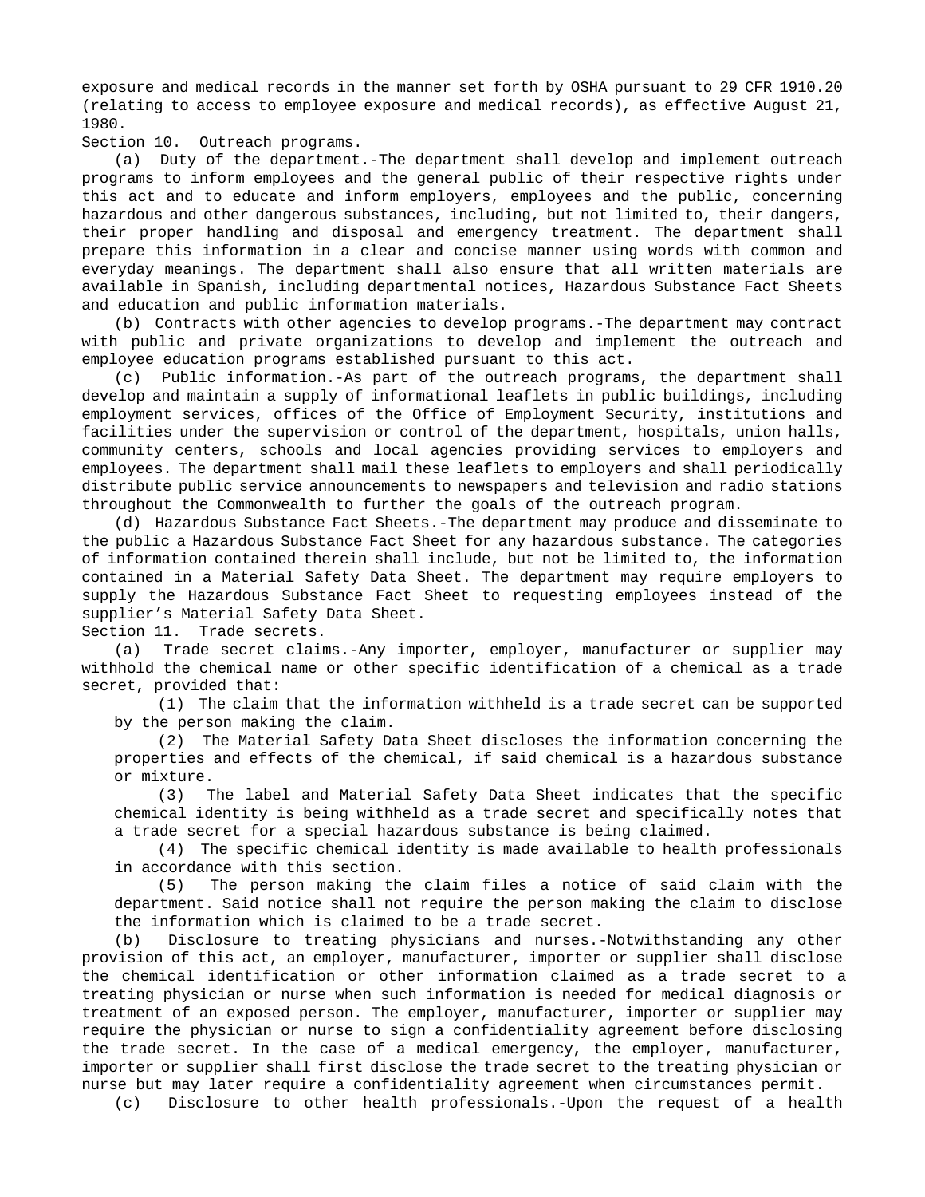exposure and medical records in the manner set forth by OSHA pursuant to 29 CFR 1910.20 (relating to access to employee exposure and medical records), as effective August 21, 1980.

Section 10. Outreach programs.

(a) Duty of the department.-The department shall develop and implement outreach programs to inform employees and the general public of their respective rights under this act and to educate and inform employers, employees and the public, concerning hazardous and other dangerous substances, including, but not limited to, their dangers, their proper handling and disposal and emergency treatment. The department shall prepare this information in a clear and concise manner using words with common and everyday meanings. The department shall also ensure that all written materials are available in Spanish, including departmental notices, Hazardous Substance Fact Sheets and education and public information materials.

(b) Contracts with other agencies to develop programs.-The department may contract with public and private organizations to develop and implement the outreach and employee education programs established pursuant to this act.

(c) Public information.-As part of the outreach programs, the department shall develop and maintain a supply of informational leaflets in public buildings, including employment services, offices of the Office of Employment Security, institutions and facilities under the supervision or control of the department, hospitals, union halls, community centers, schools and local agencies providing services to employers and employees. The department shall mail these leaflets to employers and shall periodically distribute public service announcements to newspapers and television and radio stations throughout the Commonwealth to further the goals of the outreach program.

(d) Hazardous Substance Fact Sheets.-The department may produce and disseminate to the public a Hazardous Substance Fact Sheet for any hazardous substance. The categories of information contained therein shall include, but not be limited to, the information contained in a Material Safety Data Sheet. The department may require employers to supply the Hazardous Substance Fact Sheet to requesting employees instead of the supplier's Material Safety Data Sheet.

Section 11. Trade secrets.

(a) Trade secret claims.-Any importer, employer, manufacturer or supplier may withhold the chemical name or other specific identification of a chemical as a trade secret, provided that:

(1) The claim that the information withheld is a trade secret can be supported by the person making the claim.

(2) The Material Safety Data Sheet discloses the information concerning the properties and effects of the chemical, if said chemical is a hazardous substance or mixture.

(3) The label and Material Safety Data Sheet indicates that the specific chemical identity is being withheld as a trade secret and specifically notes that a trade secret for a special hazardous substance is being claimed.

(4) The specific chemical identity is made available to health professionals in accordance with this section.

(5) The person making the claim files a notice of said claim with the department. Said notice shall not require the person making the claim to disclose the information which is claimed to be a trade secret.

(b) Disclosure to treating physicians and nurses.-Notwithstanding any other provision of this act, an employer, manufacturer, importer or supplier shall disclose the chemical identification or other information claimed as a trade secret to a treating physician or nurse when such information is needed for medical diagnosis or treatment of an exposed person. The employer, manufacturer, importer or supplier may require the physician or nurse to sign a confidentiality agreement before disclosing the trade secret. In the case of a medical emergency, the employer, manufacturer, importer or supplier shall first disclose the trade secret to the treating physician or nurse but may later require a confidentiality agreement when circumstances permit.

(c) Disclosure to other health professionals.-Upon the request of a health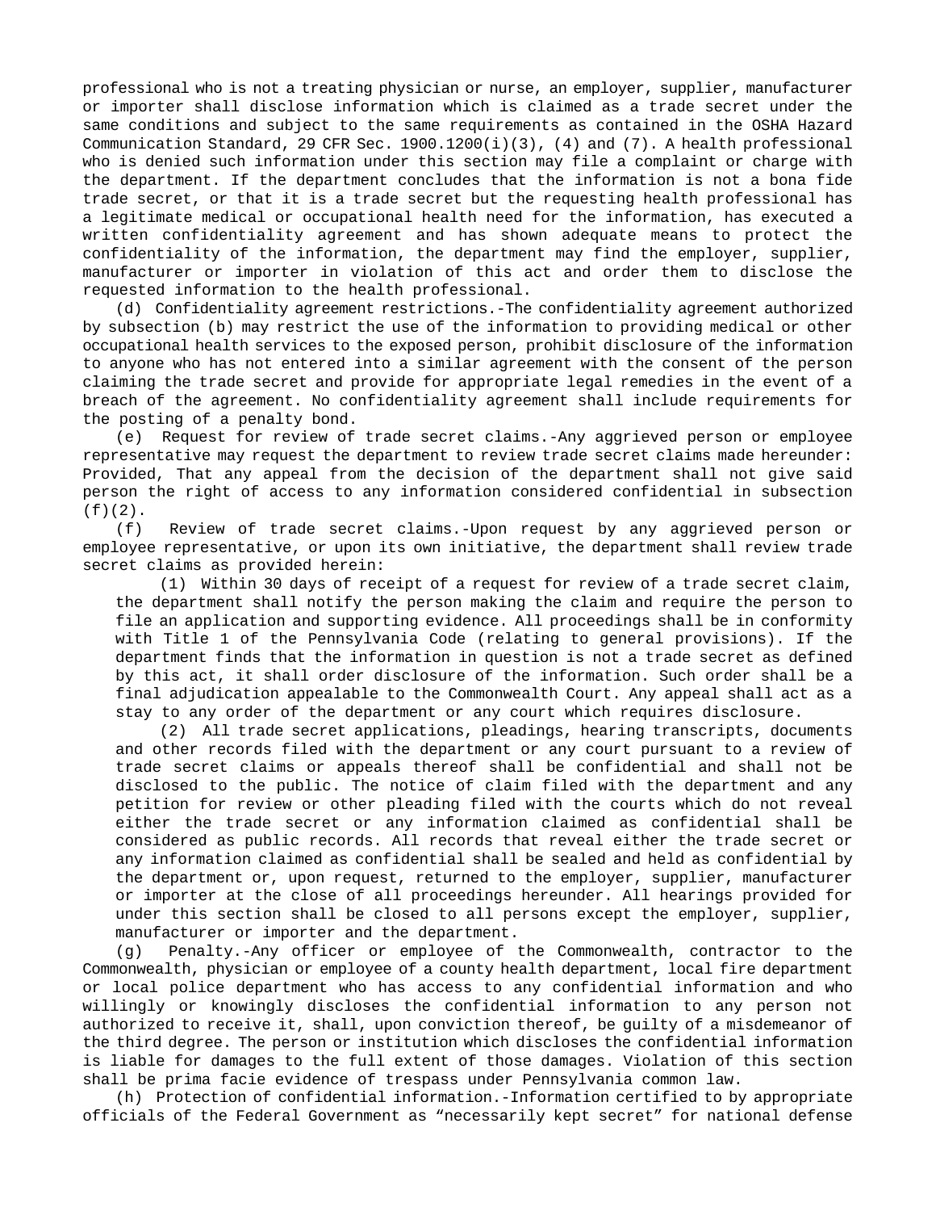professional who is not a treating physician or nurse, an employer, supplier, manufacturer or importer shall disclose information which is claimed as a trade secret under the same conditions and subject to the same requirements as contained in the OSHA Hazard Communication Standard, 29 CFR Sec. 1900.1200(i)(3), (4) and (7). A health professional who is denied such information under this section may file a complaint or charge with the department. If the department concludes that the information is not a bona fide trade secret, or that it is a trade secret but the requesting health professional has a legitimate medical or occupational health need for the information, has executed a written confidentiality agreement and has shown adequate means to protect the confidentiality of the information, the department may find the employer, supplier, manufacturer or importer in violation of this act and order them to disclose the requested information to the health professional.

(d) Confidentiality agreement restrictions.-The confidentiality agreement authorized by subsection (b) may restrict the use of the information to providing medical or other occupational health services to the exposed person, prohibit disclosure of the information to anyone who has not entered into a similar agreement with the consent of the person claiming the trade secret and provide for appropriate legal remedies in the event of a breach of the agreement. No confidentiality agreement shall include requirements for the posting of a penalty bond.

(e) Request for review of trade secret claims.-Any aggrieved person or employee representative may request the department to review trade secret claims made hereunder: Provided, That any appeal from the decision of the department shall not give said person the right of access to any information considered confidential in subsection (f)(2).

(f) Review of trade secret claims.-Upon request by any aggrieved person or employee representative, or upon its own initiative, the department shall review trade secret claims as provided herein:

(1) Within 30 days of receipt of a request for review of a trade secret claim, the department shall notify the person making the claim and require the person to file an application and supporting evidence. All proceedings shall be in conformity with Title 1 of the Pennsylvania Code (relating to general provisions). If the department finds that the information in question is not a trade secret as defined by this act, it shall order disclosure of the information. Such order shall be a final adjudication appealable to the Commonwealth Court. Any appeal shall act as a stay to any order of the department or any court which requires disclosure.

(2) All trade secret applications, pleadings, hearing transcripts, documents and other records filed with the department or any court pursuant to a review of trade secret claims or appeals thereof shall be confidential and shall not be disclosed to the public. The notice of claim filed with the department and any petition for review or other pleading filed with the courts which do not reveal either the trade secret or any information claimed as confidential shall be considered as public records. All records that reveal either the trade secret or any information claimed as confidential shall be sealed and held as confidential by the department or, upon request, returned to the employer, supplier, manufacturer or importer at the close of all proceedings hereunder. All hearings provided for under this section shall be closed to all persons except the employer, supplier, manufacturer or importer and the department.

(g) Penalty.-Any officer or employee of the Commonwealth, contractor to the Commonwealth, physician or employee of a county health department, local fire department or local police department who has access to any confidential information and who willingly or knowingly discloses the confidential information to any person not authorized to receive it, shall, upon conviction thereof, be guilty of a misdemeanor of the third degree. The person or institution which discloses the confidential information is liable for damages to the full extent of those damages. Violation of this section shall be prima facie evidence of trespass under Pennsylvania common law.

(h) Protection of confidential information.-Information certified to by appropriate officials of the Federal Government as "necessarily kept secret" for national defense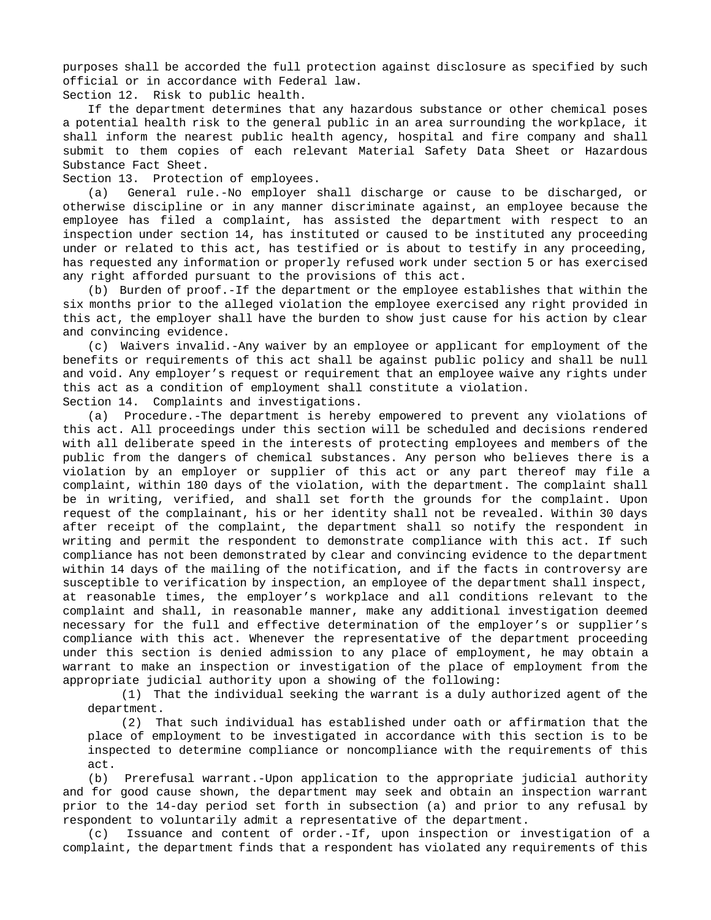purposes shall be accorded the full protection against disclosure as specified by such official or in accordance with Federal law.

Section 12. Risk to public health.

If the department determines that any hazardous substance or other chemical poses a potential health risk to the general public in an area surrounding the workplace, it shall inform the nearest public health agency, hospital and fire company and shall submit to them copies of each relevant Material Safety Data Sheet or Hazardous Substance Fact Sheet.

Section 13. Protection of employees.

(a) General rule.-No employer shall discharge or cause to be discharged, or otherwise discipline or in any manner discriminate against, an employee because the employee has filed a complaint, has assisted the department with respect to an inspection under section 14, has instituted or caused to be instituted any proceeding under or related to this act, has testified or is about to testify in any proceeding, has requested any information or properly refused work under section 5 or has exercised any right afforded pursuant to the provisions of this act.

(b) Burden of proof.-If the department or the employee establishes that within the six months prior to the alleged violation the employee exercised any right provided in this act, the employer shall have the burden to show just cause for his action by clear and convincing evidence.

(c) Waivers invalid.-Any waiver by an employee or applicant for employment of the benefits or requirements of this act shall be against public policy and shall be null and void. Any employer's request or requirement that an employee waive any rights under this act as a condition of employment shall constitute a violation.

Section 14. Complaints and investigations.

(a) Procedure.-The department is hereby empowered to prevent any violations of this act. All proceedings under this section will be scheduled and decisions rendered with all deliberate speed in the interests of protecting employees and members of the public from the dangers of chemical substances. Any person who believes there is a violation by an employer or supplier of this act or any part thereof may file a complaint, within 180 days of the violation, with the department. The complaint shall be in writing, verified, and shall set forth the grounds for the complaint. Upon request of the complainant, his or her identity shall not be revealed. Within 30 days after receipt of the complaint, the department shall so notify the respondent in writing and permit the respondent to demonstrate compliance with this act. If such compliance has not been demonstrated by clear and convincing evidence to the department within 14 days of the mailing of the notification, and if the facts in controversy are susceptible to verification by inspection, an employee of the department shall inspect, at reasonable times, the employer's workplace and all conditions relevant to the complaint and shall, in reasonable manner, make any additional investigation deemed necessary for the full and effective determination of the employer's or supplier's compliance with this act. Whenever the representative of the department proceeding under this section is denied admission to any place of employment, he may obtain a warrant to make an inspection or investigation of the place of employment from the appropriate judicial authority upon a showing of the following:

(1) That the individual seeking the warrant is a duly authorized agent of the department.

(2) That such individual has established under oath or affirmation that the place of employment to be investigated in accordance with this section is to be inspected to determine compliance or noncompliance with the requirements of this act.

(b) Prerefusal warrant.-Upon application to the appropriate judicial authority and for good cause shown, the department may seek and obtain an inspection warrant prior to the 14-day period set forth in subsection (a) and prior to any refusal by respondent to voluntarily admit a representative of the department.

(c) Issuance and content of order.-If, upon inspection or investigation of a complaint, the department finds that a respondent has violated any requirements of this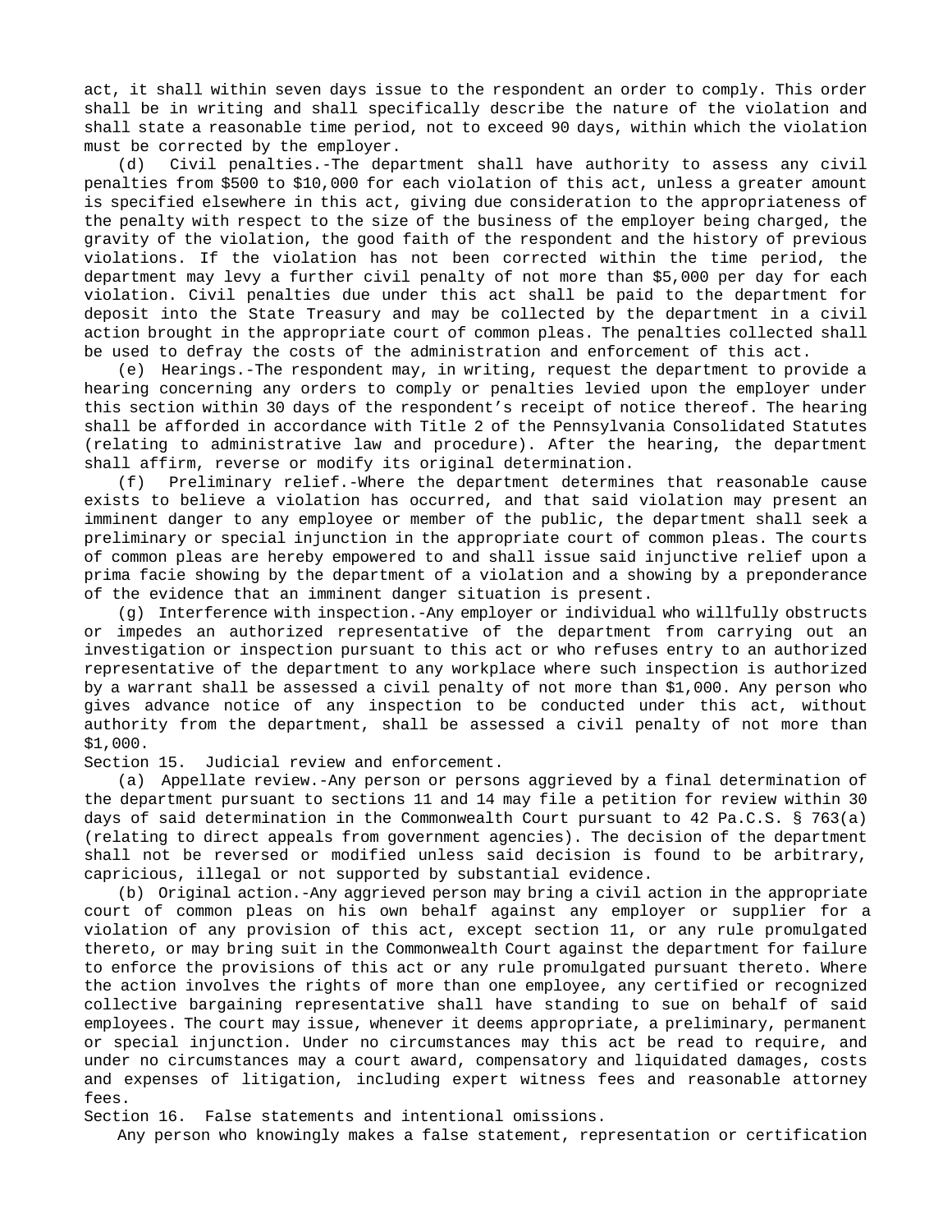act, it shall within seven days issue to the respondent an order to comply. This order shall be in writing and shall specifically describe the nature of the violation and shall state a reasonable time period, not to exceed 90 days, within which the violation must be corrected by the employer.

(d) Civil penalties.-The department shall have authority to assess any civil penalties from $500 to $10,000 for each violation of this act, unless a greater amount is specified elsewhere in this act, giving due consideration to the appropriateness of the penalty with respect to the size of the business of the employer being charged, the gravity of the violation, the good faith of the respondent and the history of previous violations. If the violation has not been corrected within the time period, the department may levy a further civil penalty of not more than $5,000 per day for each violation. Civil penalties due under this act shall be paid to the department for deposit into the State Treasury and may be collected by the department in a civil action brought in the appropriate court of common pleas. The penalties collected shall be used to defray the costs of the administration and enforcement of this act.

(e) Hearings.-The respondent may, in writing, request the department to provide a hearing concerning any orders to comply or penalties levied upon the employer under this section within 30 days of the respondent's receipt of notice thereof. The hearing shall be afforded in accordance with Title 2 of the Pennsylvania Consolidated Statutes (relating to administrative law and procedure). After the hearing, the department shall affirm, reverse or modify its original determination.

(f) Preliminary relief.-Where the department determines that reasonable cause exists to believe a violation has occurred, and that said violation may present an imminent danger to any employee or member of the public, the department shall seek a preliminary or special injunction in the appropriate court of common pleas. The courts of common pleas are hereby empowered to and shall issue said injunctive relief upon a prima facie showing by the department of a violation and a showing by a preponderance of the evidence that an imminent danger situation is present.

(g) Interference with inspection.-Any employer or individual who willfully obstructs or impedes an authorized representative of the department from carrying out an investigation or inspection pursuant to this act or who refuses entry to an authorized representative of the department to any workplace where such inspection is authorized by a warrant shall be assessed a civil penalty of not more than $1,000. Any person who gives advance notice of any inspection to be conducted under this act, without authority from the department, shall be assessed a civil penalty of not more than $1,000.

Section 15. Judicial review and enforcement.

(a) Appellate review.-Any person or persons aggrieved by a final determination of the department pursuant to sections 11 and 14 may file a petition for review within 30 days of said determination in the Commonwealth Court pursuant to 42 Pa.C.S. § 763(a) (relating to direct appeals from government agencies). The decision of the department shall not be reversed or modified unless said decision is found to be arbitrary, capricious, illegal or not supported by substantial evidence.

(b) Original action.-Any aggrieved person may bring a civil action in the appropriate court of common pleas on his own behalf against any employer or supplier for a violation of any provision of this act, except section 11, or any rule promulgated thereto, or may bring suit in the Commonwealth Court against the department for failure to enforce the provisions of this act or any rule promulgated pursuant thereto. Where the action involves the rights of more than one employee, any certified or recognized collective bargaining representative shall have standing to sue on behalf of said employees. The court may issue, whenever it deems appropriate, a preliminary, permanent or special injunction. Under no circumstances may this act be read to require, and under no circumstances may a court award, compensatory and liquidated damages, costs and expenses of litigation, including expert witness fees and reasonable attorney fees.

Section 16. False statements and intentional omissions.

Any person who knowingly makes a false statement, representation or certification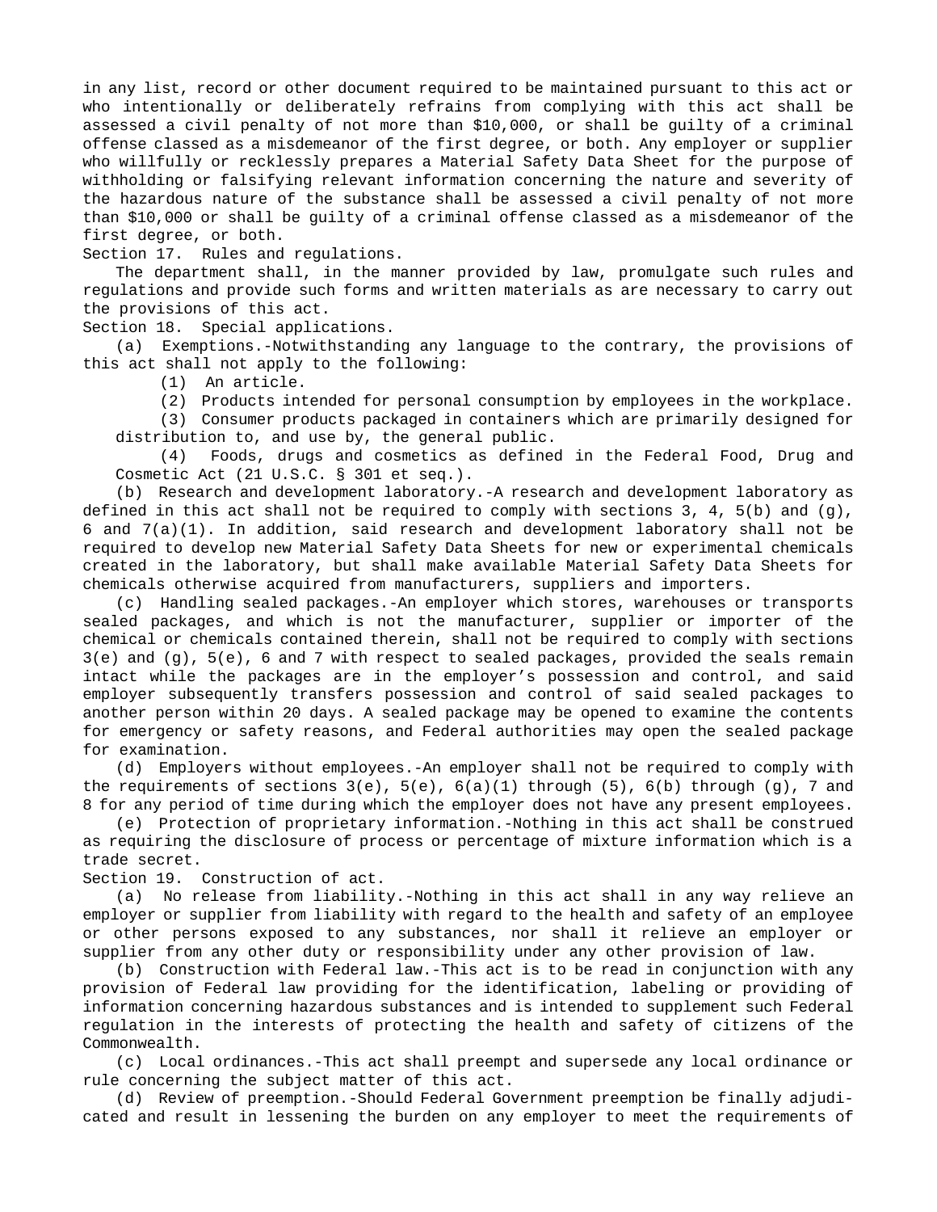in any list, record or other document required to be maintained pursuant to this act or who intentionally or deliberately refrains from complying with this act shall be assessed a civil penalty of not more than $10,000, or shall be guilty of a criminal offense classed as a misdemeanor of the first degree, or both. Any employer or supplier who willfully or recklessly prepares a Material Safety Data Sheet for the purpose of withholding or falsifying relevant information concerning the nature and severity of the hazardous nature of the substance shall be assessed a civil penalty of not more than $10,000 or shall be guilty of a criminal offense classed as a misdemeanor of the first degree, or both.

Section 17. Rules and regulations.

The department shall, in the manner provided by law, promulgate such rules and regulations and provide such forms and written materials as are necessary to carry out the provisions of this act.

Section 18. Special applications.

(a) Exemptions.-Notwithstanding any language to the contrary, the provisions of this act shall not apply to the following:

(1) An article.

(2) Products intended for personal consumption by employees in the workplace.

(3) Consumer products packaged in containers which are primarily designed for distribution to, and use by, the general public.

(4) Foods, drugs and cosmetics as defined in the Federal Food, Drug and Cosmetic Act (21 U.S.C. § 301 et seq.).

(b) Research and development laboratory.-A research and development laboratory as defined in this act shall not be required to comply with sections 3, 4, 5(b) and (g), 6 and 7(a)(1). In addition, said research and development laboratory shall not be required to develop new Material Safety Data Sheets for new or experimental chemicals created in the laboratory, but shall make available Material Safety Data Sheets for chemicals otherwise acquired from manufacturers, suppliers and importers.

(c) Handling sealed packages.-An employer which stores, warehouses or transports sealed packages, and which is not the manufacturer, supplier or importer of the chemical or chemicals contained therein, shall not be required to comply with sections 3(e) and (g), 5(e), 6 and 7 with respect to sealed packages, provided the seals remain intact while the packages are in the employer's possession and control, and said employer subsequently transfers possession and control of said sealed packages to another person within 20 days. A sealed package may be opened to examine the contents for emergency or safety reasons, and Federal authorities may open the sealed package for examination.

(d) Employers without employees.-An employer shall not be required to comply with the requirements of sections 3(e), 5(e), 6(a)(1) through (5), 6(b) through (g), 7 and 8 for any period of time during which the employer does not have any present employees.

(e) Protection of proprietary information.-Nothing in this act shall be construed as requiring the disclosure of process or percentage of mixture information which is a trade secret.

Section 19. Construction of act.

(a) No release from liability.-Nothing in this act shall in any way relieve an employer or supplier from liability with regard to the health and safety of an employee or other persons exposed to any substances, nor shall it relieve an employer or supplier from any other duty or responsibility under any other provision of law.

(b) Construction with Federal law.-This act is to be read in conjunction with any provision of Federal law providing for the identification, labeling or providing of information concerning hazardous substances and is intended to supplement such Federal regulation in the interests of protecting the health and safety of citizens of the Commonwealth.

(c) Local ordinances.-This act shall preempt and supersede any local ordinance or rule concerning the subject matter of this act.

(d) Review of preemption.-Should Federal Government preemption be finally adjudicated and result in lessening the burden on any employer to meet the requirements of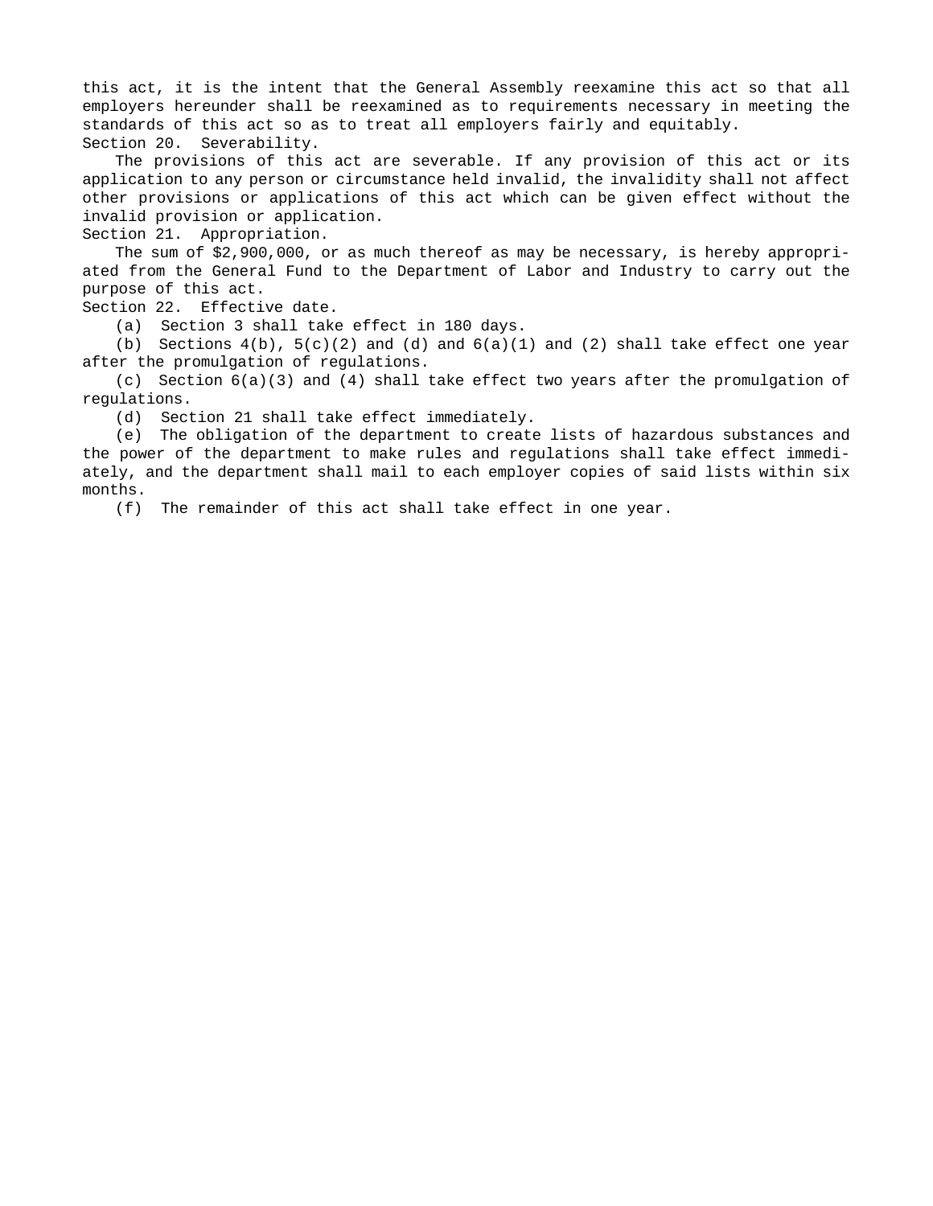this act, it is the intent that the General Assembly reexamine this act so that all employers hereunder shall be reexamined as to requirements necessary in meeting the standards of this act so as to treat all employers fairly and equitably.

Section 20. Severability.

The provisions of this act are severable. If any provision of this act or its application to any person or circumstance held invalid, the invalidity shall not affect other provisions or applications of this act which can be given effect without the invalid provision or application.

Section 21. Appropriation.

The sum of $2,900,000, or as much thereof as may be necessary, is hereby appropriated from the General Fund to the Department of Labor and Industry to carry out the purpose of this act.

Section 22. Effective date.

(a) Section 3 shall take effect in 180 days.

(b) Sections 4(b), 5(c)(2) and (d) and 6(a)(1) and (2) shall take effect one year after the promulgation of regulations.

(c) Section 6(a)(3) and (4) shall take effect two years after the promulgation of regulations.

(d) Section 21 shall take effect immediately.

(e) The obligation of the department to create lists of hazardous substances and the power of the department to make rules and regulations shall take effect immediately, and the department shall mail to each employer copies of said lists within six months.

(f) The remainder of this act shall take effect in one year.